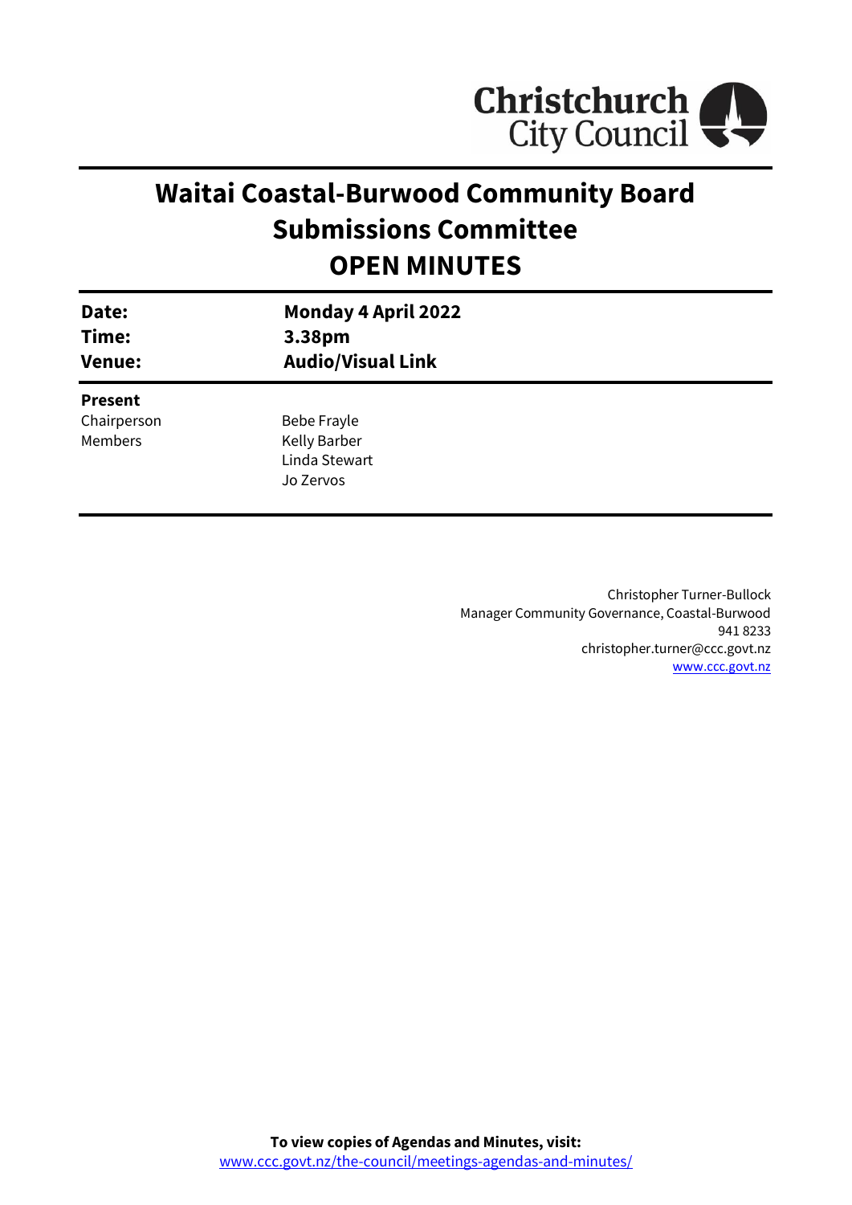# Waitai Coastal-Burwood Community Board Submissions Committee OPEN MINUTES

| | |
|---|---|
| **Date:** | **Monday 4 April 2022** |
| **Time:** | **3.38pm** |
| **Venue:** | **Audio/Visual Link** |

**Present**

| | |
|---|---|
| Chairperson | Bebe Frayle |
| Members | Kelly Barber |
| | Linda Stewart |
| | Jo Zervos |

Christopher Turner-Bullock
Manager Community Governance, Coastal-Burwood
941 8233
christopher.turner@ccc.govt.nz
www.ccc.govt.nz

**To view copies of Agendas and Minutes, visit:**
www.ccc.govt.nz/the-council/meetings-agendas-and-minutes/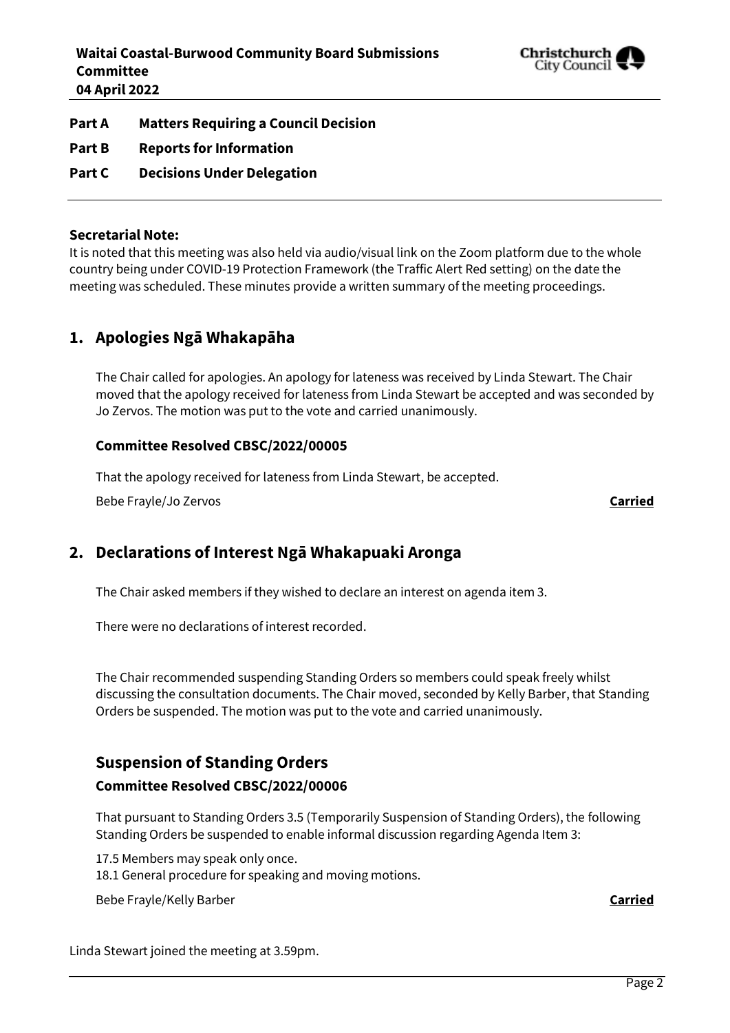**Part A Matters Requiring a Council Decision**

**Part B Reports for Information**

**Part C Decisions Under Delegation**

**Secretarial Note:**
It is noted that this meeting was also held via audio/visual link on the Zoom platform due to the whole country being under COVID-19 Protection Framework (the Traffic Alert Red setting) on the date the meeting was scheduled. These minutes provide a written summary of the meeting proceedings.

## 1. Apologies Ngā Whakapāha

The Chair called for apologies. An apology for lateness was received by Linda Stewart. The Chair moved that the apology received for lateness from Linda Stewart be accepted and was seconded by Jo Zervos. The motion was put to the vote and carried unanimously.

**Committee Resolved CBSC/2022/00005**

That the apology received for lateness from Linda Stewart, be accepted.

Bebe Frayle/Jo Zervos **Carried**

## 2. Declarations of Interest Ngā Whakapuaki Aronga

The Chair asked members if they wished to declare an interest on agenda item 3.

There were no declarations of interest recorded.

The Chair recommended suspending Standing Orders so members could speak freely whilst discussing the consultation documents. The Chair moved, seconded by Kelly Barber, that Standing Orders be suspended. The motion was put to the vote and carried unanimously.

## Suspension of Standing Orders

**Committee Resolved CBSC/2022/00006**

That pursuant to Standing Orders 3.5 (Temporarily Suspension of Standing Orders), the following Standing Orders be suspended to enable informal discussion regarding Agenda Item 3:

17.5 Members may speak only once.
18.1 General procedure for speaking and moving motions.

Bebe Frayle/Kelly Barber **Carried**

Linda Stewart joined the meeting at 3.59pm.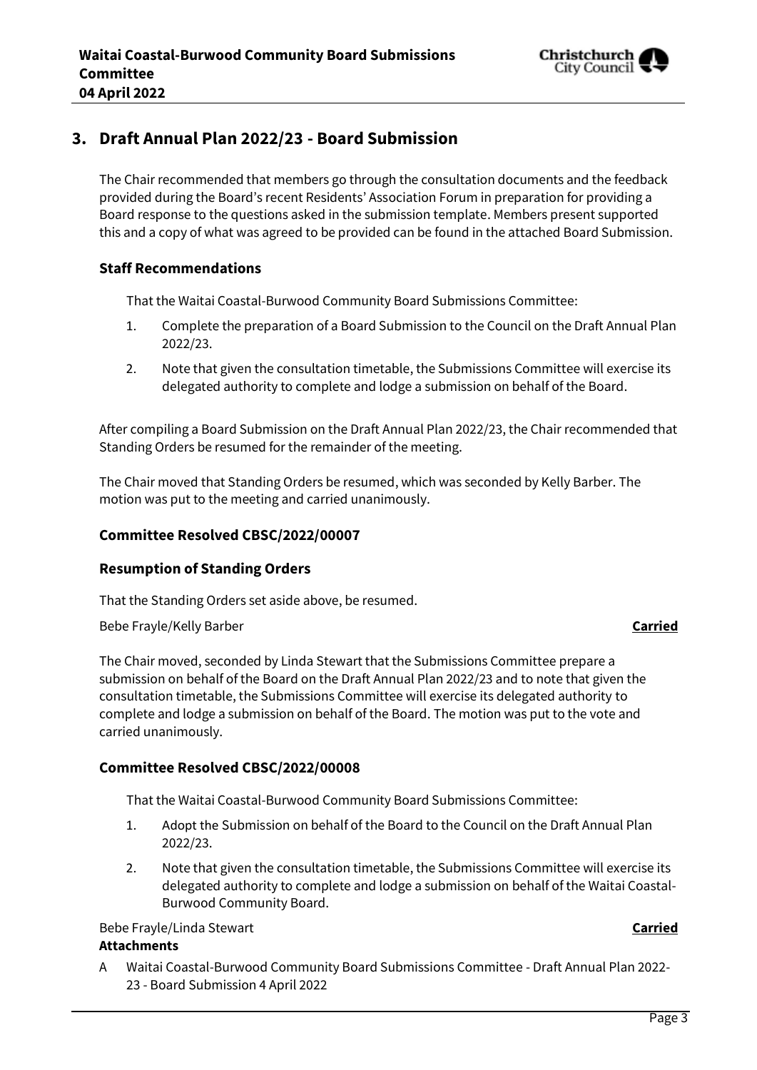## 3. Draft Annual Plan 2022/23 - Board Submission

The Chair recommended that members go through the consultation documents and the feedback provided during the Board's recent Residents' Association Forum in preparation for providing a Board response to the questions asked in the submission template. Members present supported this and a copy of what was agreed to be provided can be found in the attached Board Submission.

### Staff Recommendations

That the Waitai Coastal-Burwood Community Board Submissions Committee:

1. Complete the preparation of a Board Submission to the Council on the Draft Annual Plan 2022/23.
2. Note that given the consultation timetable, the Submissions Committee will exercise its delegated authority to complete and lodge a submission on behalf of the Board.

After compiling a Board Submission on the Draft Annual Plan 2022/23, the Chair recommended that Standing Orders be resumed for the remainder of the meeting.

The Chair moved that Standing Orders be resumed, which was seconded by Kelly Barber. The motion was put to the meeting and carried unanimously.

### Committee Resolved CBSC/2022/00007

### Resumption of Standing Orders

That the Standing Orders set aside above, be resumed.

Bebe Frayle/Kelly Barber **Carried**

The Chair moved, seconded by Linda Stewart that the Submissions Committee prepare a submission on behalf of the Board on the Draft Annual Plan 2022/23 and to note that given the consultation timetable, the Submissions Committee will exercise its delegated authority to complete and lodge a submission on behalf of the Board. The motion was put to the vote and carried unanimously.

### Committee Resolved CBSC/2022/00008

That the Waitai Coastal-Burwood Community Board Submissions Committee:

1. Adopt the Submission on behalf of the Board to the Council on the Draft Annual Plan 2022/23.
2. Note that given the consultation timetable, the Submissions Committee will exercise its delegated authority to complete and lodge a submission on behalf of the Waitai Coastal-Burwood Community Board.

Bebe Frayle/Linda Stewart **Carried**

**Attachments**

A Waitai Coastal-Burwood Community Board Submissions Committee - Draft Annual Plan 2022-23 - Board Submission 4 April 2022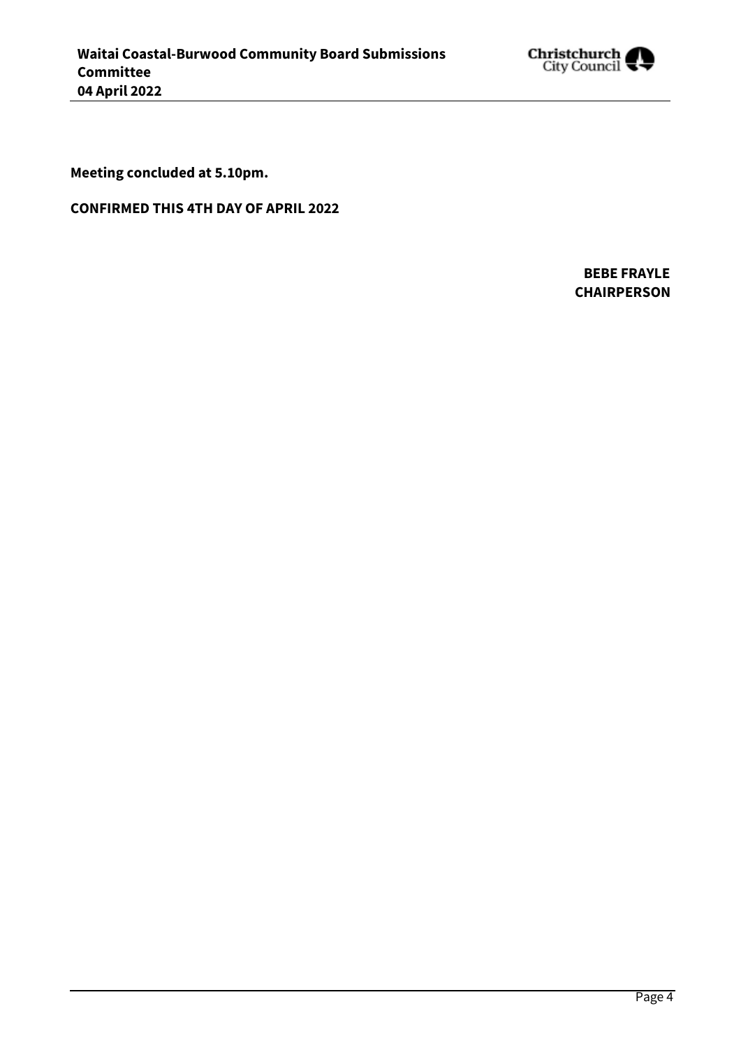**Meeting concluded at 5.10pm.**

**CONFIRMED THIS 4TH DAY OF APRIL 2022**

**BEBE FRAYLE**
**CHAIRPERSON**